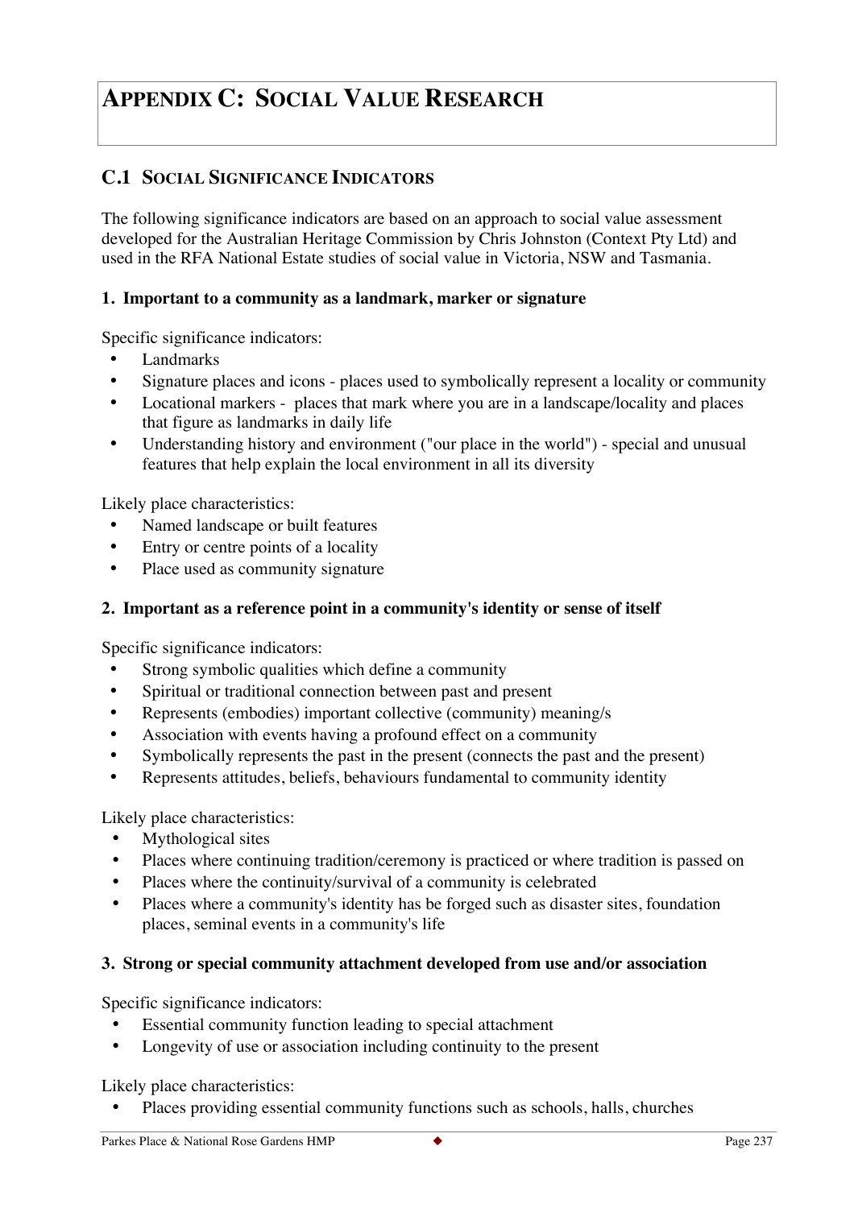# Appendix C: Social Value Research

## C.1 Social Significance Indicators

The following significance indicators are based on an approach to social value assessment developed for the Australian Heritage Commission by Chris Johnston (Context Pty Ltd) and used in the RFA National Estate studies of social value in Victoria, NSW and Tasmania.

### 1. Important to a community as a landmark, marker or signature

Specific significance indicators:

- Landmarks
- Signature places and icons - places used to symbolically represent a locality or community
- Locational markers - places that mark where you are in a landscape/locality and places that figure as landmarks in daily life
- Understanding history and environment ("our place in the world") - special and unusual features that help explain the local environment in all its diversity

Likely place characteristics:

- Named landscape or built features
- Entry or centre points of a locality
- Place used as community signature

### 2. Important as a reference point in a community's identity or sense of itself

Specific significance indicators:

- Strong symbolic qualities which define a community
- Spiritual or traditional connection between past and present
- Represents (embodies) important collective (community) meaning/s
- Association with events having a profound effect on a community
- Symbolically represents the past in the present (connects the past and the present)
- Represents attitudes, beliefs, behaviours fundamental to community identity

Likely place characteristics:

- Mythological sites
- Places where continuing tradition/ceremony is practiced or where tradition is passed on
- Places where the continuity/survival of a community is celebrated
- Places where a community's identity has be forged such as disaster sites, foundation places, seminal events in a community's life

### 3. Strong or special community attachment developed from use and/or association

Specific significance indicators:

- Essential community function leading to special attachment
- Longevity of use or association including continuity to the present

Likely place characteristics:

- Places providing essential community functions such as schools, halls, churches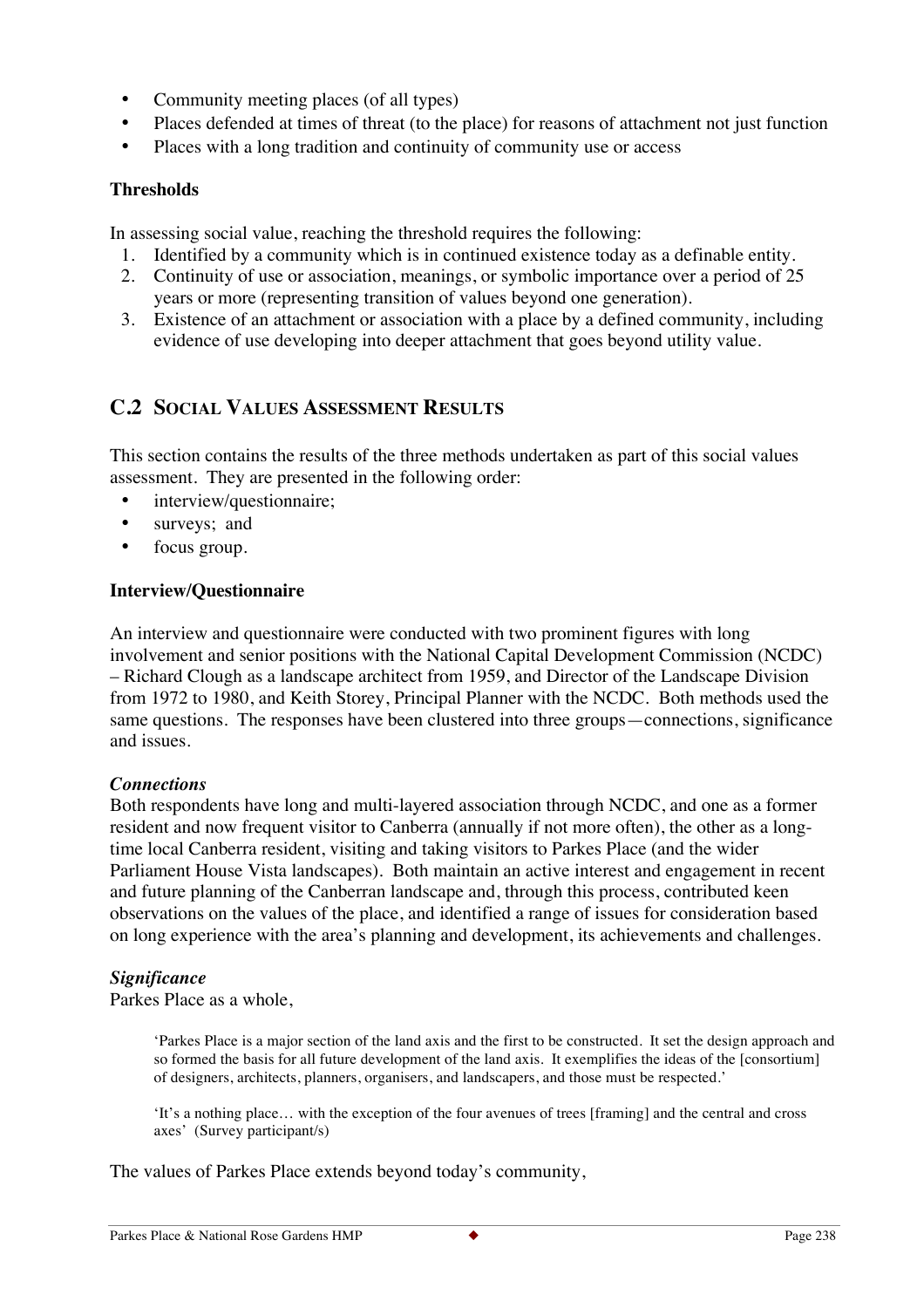- Community meeting places (of all types)
- Places defended at times of threat (to the place) for reasons of attachment not just function
- Places with a long tradition and continuity of community use or access

**Thresholds**

In assessing social value, reaching the threshold requires the following:

1. Identified by a community which is in continued existence today as a definable entity.
2. Continuity of use or association, meanings, or symbolic importance over a period of 25 years or more (representing transition of values beyond one generation).
3. Existence of an attachment or association with a place by a defined community, including evidence of use developing into deeper attachment that goes beyond utility value.

## C.2 Social Values Assessment Results

This section contains the results of the three methods undertaken as part of this social values assessment. They are presented in the following order:

- interview/questionnaire;
- surveys; and
- focus group.

**Interview/Questionnaire**

An interview and questionnaire were conducted with two prominent figures with long involvement and senior positions with the National Capital Development Commission (NCDC) – Richard Clough as a landscape architect from 1959, and Director of the Landscape Division from 1972 to 1980, and Keith Storey, Principal Planner with the NCDC. Both methods used the same questions. The responses have been clustered into three groups—connections, significance and issues.

***Connections***

Both respondents have long and multi-layered association through NCDC, and one as a former resident and now frequent visitor to Canberra (annually if not more often), the other as a long-time local Canberra resident, visiting and taking visitors to Parkes Place (and the wider Parliament House Vista landscapes). Both maintain an active interest and engagement in recent and future planning of the Canberran landscape and, through this process, contributed keen observations on the values of the place, and identified a range of issues for consideration based on long experience with the area's planning and development, its achievements and challenges.

***Significance***

Parkes Place as a whole,

> 'Parkes Place is a major section of the land axis and the first to be constructed. It set the design approach and so formed the basis for all future development of the land axis. It exemplifies the ideas of the [consortium] of designers, architects, planners, organisers, and landscapers, and those must be respected.'
>
> 'It's a nothing place… with the exception of the four avenues of trees [framing] and the central and cross axes' (Survey participant/s)

The values of Parkes Place extends beyond today's community,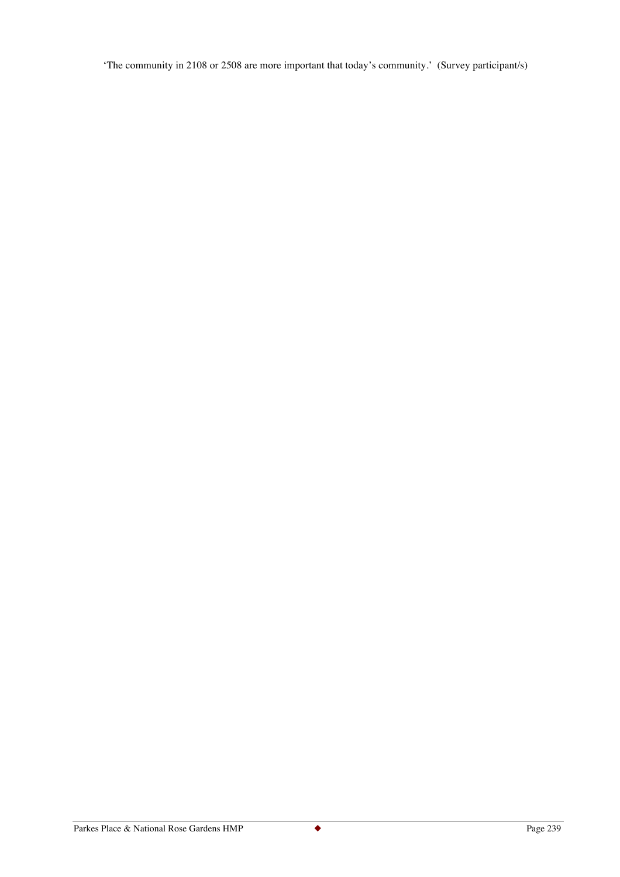'The community in 2108 or 2508 are more important that today's community.' (Survey participant/s)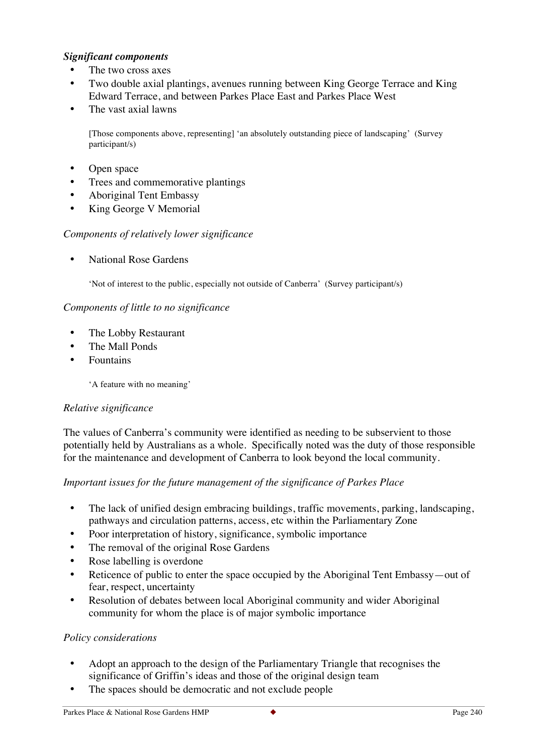*Significant components*

- The two cross axes
- Two double axial plantings, avenues running between King George Terrace and King Edward Terrace, and between Parkes Place East and Parkes Place West
- The vast axial lawns

[Those components above, representing] 'an absolutely outstanding piece of landscaping' (Survey participant/s)

- Open space
- Trees and commemorative plantings
- Aboriginal Tent Embassy
- King George V Memorial

*Components of relatively lower significance*

- National Rose Gardens

'Not of interest to the public, especially not outside of Canberra' (Survey participant/s)

*Components of little to no significance*

- The Lobby Restaurant
- The Mall Ponds
- Fountains

'A feature with no meaning'

*Relative significance*

The values of Canberra's community were identified as needing to be subservient to those potentially held by Australians as a whole. Specifically noted was the duty of those responsible for the maintenance and development of Canberra to look beyond the local community.

*Important issues for the future management of the significance of Parkes Place*

- The lack of unified design embracing buildings, traffic movements, parking, landscaping, pathways and circulation patterns, access, etc within the Parliamentary Zone
- Poor interpretation of history, significance, symbolic importance
- The removal of the original Rose Gardens
- Rose labelling is overdone
- Reticence of public to enter the space occupied by the Aboriginal Tent Embassy—out of fear, respect, uncertainty
- Resolution of debates between local Aboriginal community and wider Aboriginal community for whom the place is of major symbolic importance

*Policy considerations*

- Adopt an approach to the design of the Parliamentary Triangle that recognises the significance of Griffin's ideas and those of the original design team
- The spaces should be democratic and not exclude people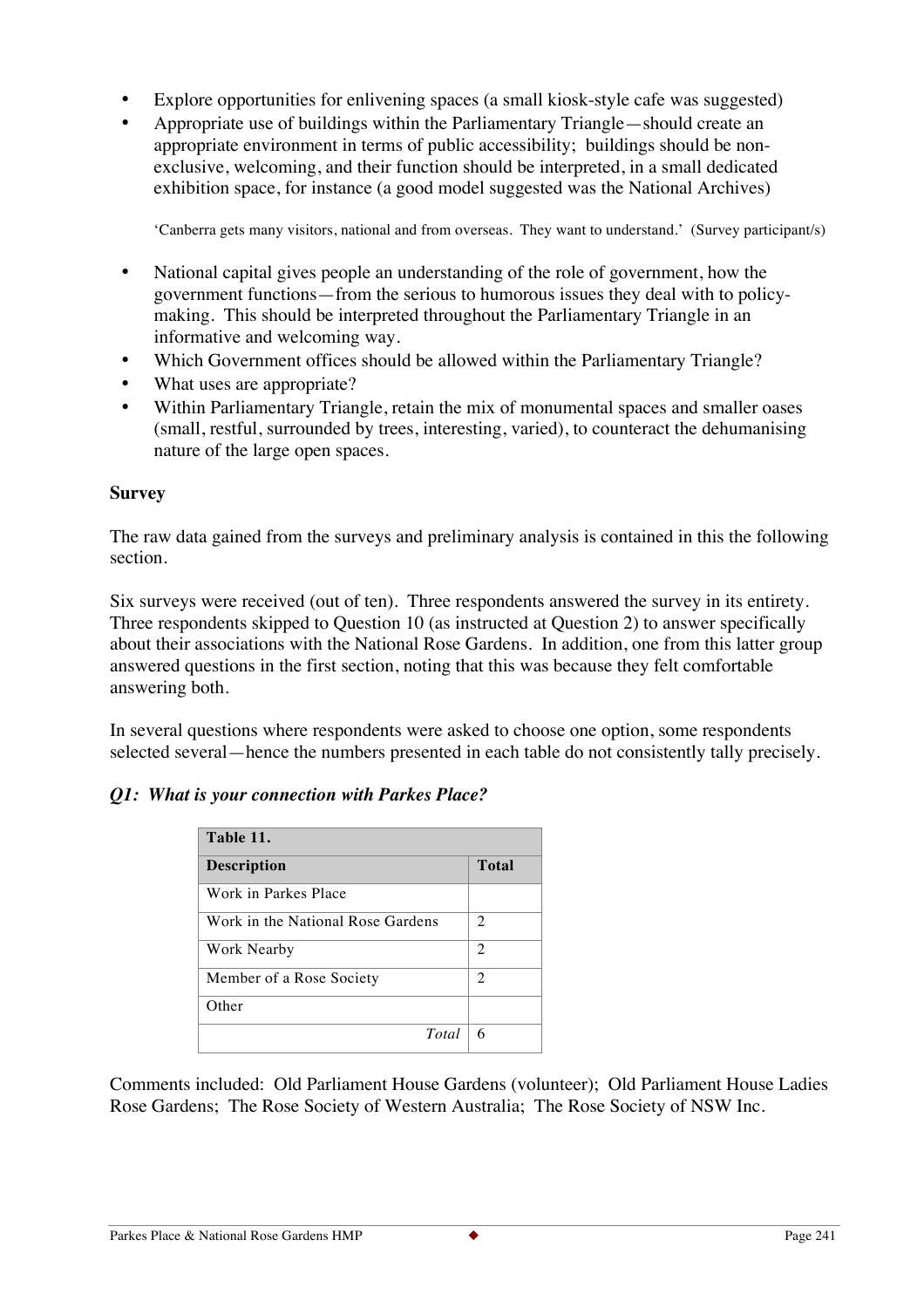- Explore opportunities for enlivening spaces (a small kiosk-style cafe was suggested)
- Appropriate use of buildings within the Parliamentary Triangle—should create an appropriate environment in terms of public accessibility; buildings should be non-exclusive, welcoming, and their function should be interpreted, in a small dedicated exhibition space, for instance (a good model suggested was the National Archives)

'Canberra gets many visitors, national and from overseas. They want to understand.' (Survey participant/s)

- National capital gives people an understanding of the role of government, how the government functions—from the serious to humorous issues they deal with to policy-making. This should be interpreted throughout the Parliamentary Triangle in an informative and welcoming way.
- Which Government offices should be allowed within the Parliamentary Triangle?
- What uses are appropriate?
- Within Parliamentary Triangle, retain the mix of monumental spaces and smaller oases (small, restful, surrounded by trees, interesting, varied), to counteract the dehumanising nature of the large open spaces.

**Survey**

The raw data gained from the surveys and preliminary analysis is contained in this the following section.

Six surveys were received (out of ten). Three respondents answered the survey in its entirety. Three respondents skipped to Question 10 (as instructed at Question 2) to answer specifically about their associations with the National Rose Gardens. In addition, one from this latter group answered questions in the first section, noting that this was because they felt comfortable answering both.

In several questions where respondents were asked to choose one option, some respondents selected several—hence the numbers presented in each table do not consistently tally precisely.

***Q1: What is your connection with Parkes Place?***

| **Table 11.** | |
|---|---|
| **Description** | **Total** |
| Work in Parkes Place | |
| Work in the National Rose Gardens | 2 |
| Work Nearby | 2 |
| Member of a Rose Society | 2 |
| Other | |
| *Total* | 6 |

Comments included: Old Parliament House Gardens (volunteer); Old Parliament House Ladies Rose Gardens; The Rose Society of Western Australia; The Rose Society of NSW Inc.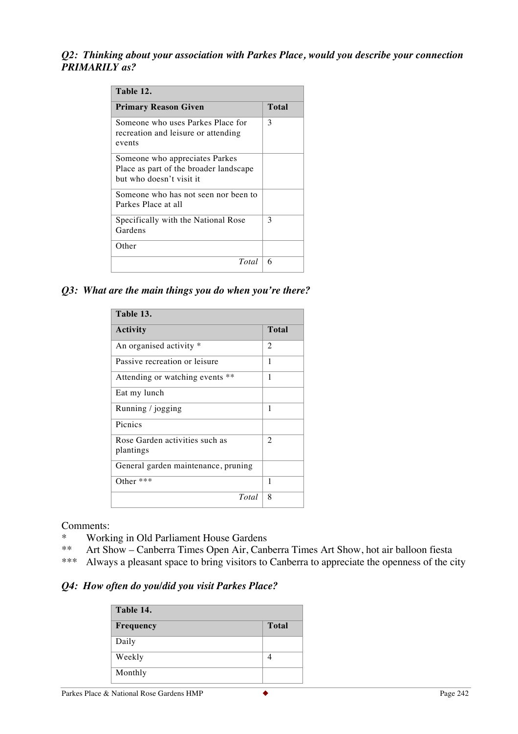***Q2: Thinking about your association with Parkes Place, would you describe your connection PRIMARILY as?***

| **Table 12.** | |
|---|---|
| **Primary Reason Given** | **Total** |
| Someone who uses Parkes Place for recreation and leisure or attending events | 3 |
| Someone who appreciates Parkes Place as part of the broader landscape but who doesn't visit it | |
| Someone who has not seen nor been to Parkes Place at all | |
| Specifically with the National Rose Gardens | 3 |
| Other | |
| *Total* | 6 |

***Q3: What are the main things you do when you're there?***

| **Table 13.** | |
|---|---|
| **Activity** | **Total** |
| An organised activity * | 2 |
| Passive recreation or leisure | 1 |
| Attending or watching events ** | 1 |
| Eat my lunch | |
| Running / jogging | 1 |
| Picnics | |
| Rose Garden activities such as plantings | 2 |
| General garden maintenance, pruning | |
| Other *** | 1 |
| *Total* | 8 |

Comments:

- \* Working in Old Parliament House Gardens
- \** Art Show – Canberra Times Open Air, Canberra Times Art Show, hot air balloon fiesta
- \*** Always a pleasant space to bring visitors to Canberra to appreciate the openness of the city

***Q4: How often do you/did you visit Parkes Place?***

| **Table 14.** | |
|---|---|
| **Frequency** | **Total** |
| Daily | |
| Weekly | 4 |
| Monthly | |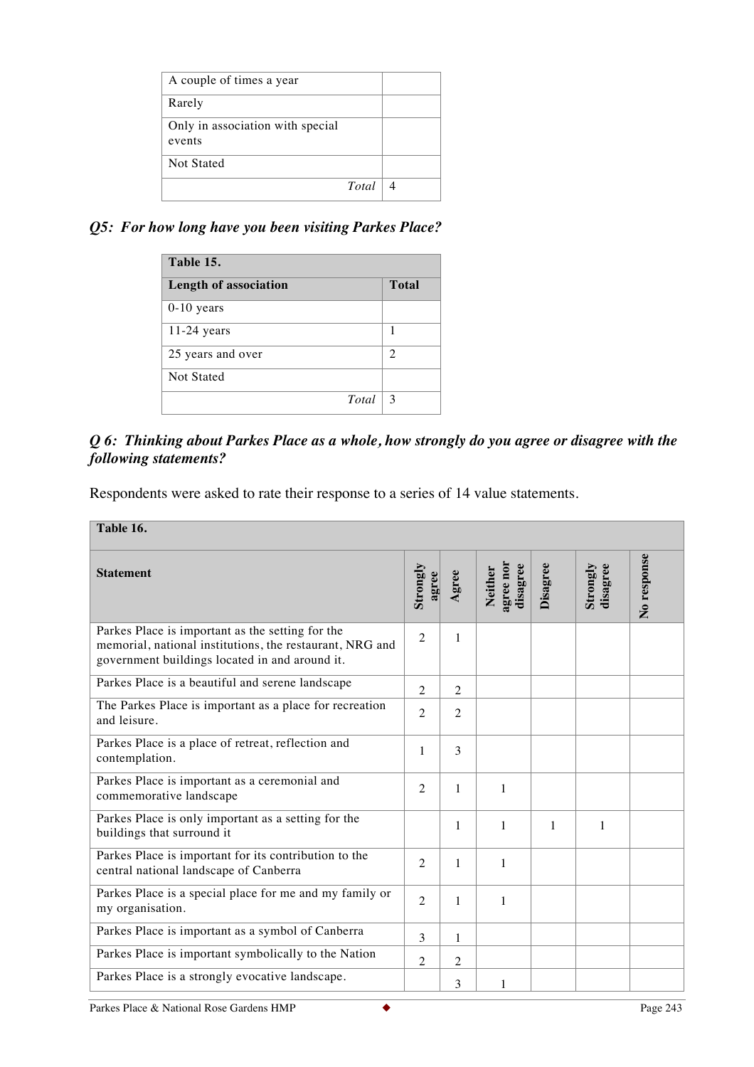| A couple of times a year | |
|---|---|
| Rarely | |
| Only in association with special events | |
| Not Stated | |
| *Total* | 4 |

### *Q5: For how long have you been visiting Parkes Place?*

| **Table 15.** | |
|---|---|
| **Length of association** | **Total** |
| 0-10 years | |
| 11-24 years | 1 |
| 25 years and over | 2 |
| Not Stated | |
| *Total* | 3 |

### *Q 6: Thinking about Parkes Place as a whole, how strongly do you agree or disagree with the following statements?*

Respondents were asked to rate their response to a series of 14 value statements.

| **Table 16.** | | | | | | |
|---|---|---|---|---|---|---|
| **Statement** | **Strongly agree** | **Agree** | **Neither agree nor disagree** | **Disagree** | **Strongly disagree** | **No response** |
| Parkes Place is important as the setting for the memorial, national institutions, the restaurant, NRG and government buildings located in and around it. | 2 | 1 | | | | |
| Parkes Place is a beautiful and serene landscape | 2 | 2 | | | | |
| The Parkes Place is important as a place for recreation and leisure. | 2 | 2 | | | | |
| Parkes Place is a place of retreat, reflection and contemplation. | 1 | 3 | | | | |
| Parkes Place is important as a ceremonial and commemorative landscape | 2 | 1 | 1 | | | |
| Parkes Place is only important as a setting for the buildings that surround it | | 1 | 1 | 1 | 1 | |
| Parkes Place is important for its contribution to the central national landscape of Canberra | 2 | 1 | 1 | | | |
| Parkes Place is a special place for me and my family or my organisation. | 2 | 1 | 1 | | | |
| Parkes Place is important as a symbol of Canberra | 3 | 1 | | | | |
| Parkes Place is important symbolically to the Nation | 2 | 2 | | | | |
| Parkes Place is a strongly evocative landscape. | | 3 | 1 | | | |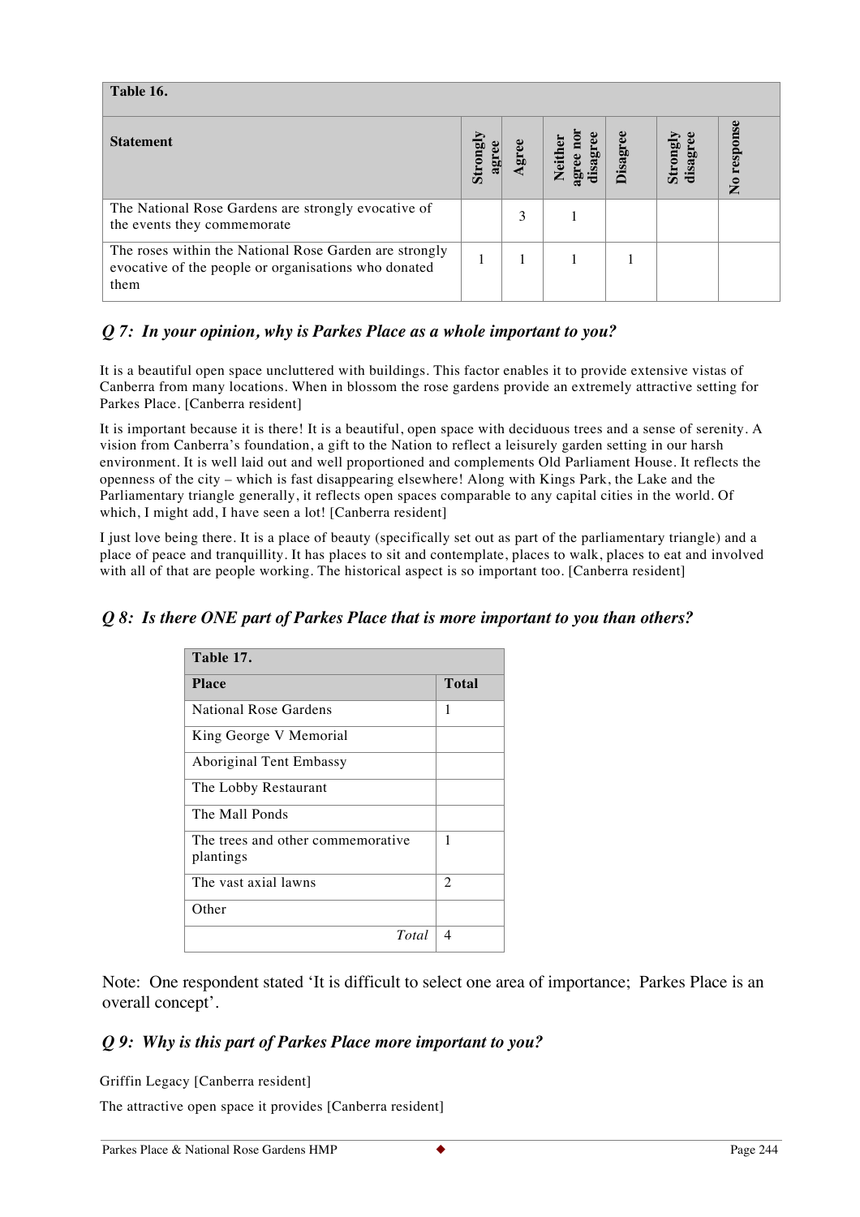| Table 16. | | | | | | |
|---|---|---|---|---|---|---|
| **Statement** | **Strongly agree** | **Agree** | **Neither agree nor disagree** | **Disagree** | **Strongly disagree** | **No response** |
| The National Rose Gardens are strongly evocative of the events they commemorate | | 3 | 1 | | | |
| The roses within the National Rose Garden are strongly evocative of the people or organisations who donated them | 1 | 1 | 1 | 1 | | |

### *Q 7: In your opinion, why is Parkes Place as a whole important to you?*

It is a beautiful open space uncluttered with buildings. This factor enables it to provide extensive vistas of Canberra from many locations. When in blossom the rose gardens provide an extremely attractive setting for Parkes Place. [Canberra resident]

It is important because it is there! It is a beautiful, open space with deciduous trees and a sense of serenity. A vision from Canberra's foundation, a gift to the Nation to reflect a leisurely garden setting in our harsh environment. It is well laid out and well proportioned and complements Old Parliament House. It reflects the openness of the city – which is fast disappearing elsewhere! Along with Kings Park, the Lake and the Parliamentary triangle generally, it reflects open spaces comparable to any capital cities in the world. Of which, I might add, I have seen a lot! [Canberra resident]

I just love being there. It is a place of beauty (specifically set out as part of the parliamentary triangle) and a place of peace and tranquillity. It has places to sit and contemplate, places to walk, places to eat and involved with all of that are people working. The historical aspect is so important too. [Canberra resident]

### *Q 8: Is there ONE part of Parkes Place that is more important to you than others?*

| Table 17. | |
|---|---|
| **Place** | **Total** |
| National Rose Gardens | 1 |
| King George V Memorial | |
| Aboriginal Tent Embassy | |
| The Lobby Restaurant | |
| The Mall Ponds | |
| The trees and other commemorative plantings | 1 |
| The vast axial lawns | 2 |
| Other | |
| *Total* | 4 |

Note: One respondent stated 'It is difficult to select one area of importance; Parkes Place is an overall concept'.

### *Q 9: Why is this part of Parkes Place more important to you?*

Griffin Legacy [Canberra resident]

The attractive open space it provides [Canberra resident]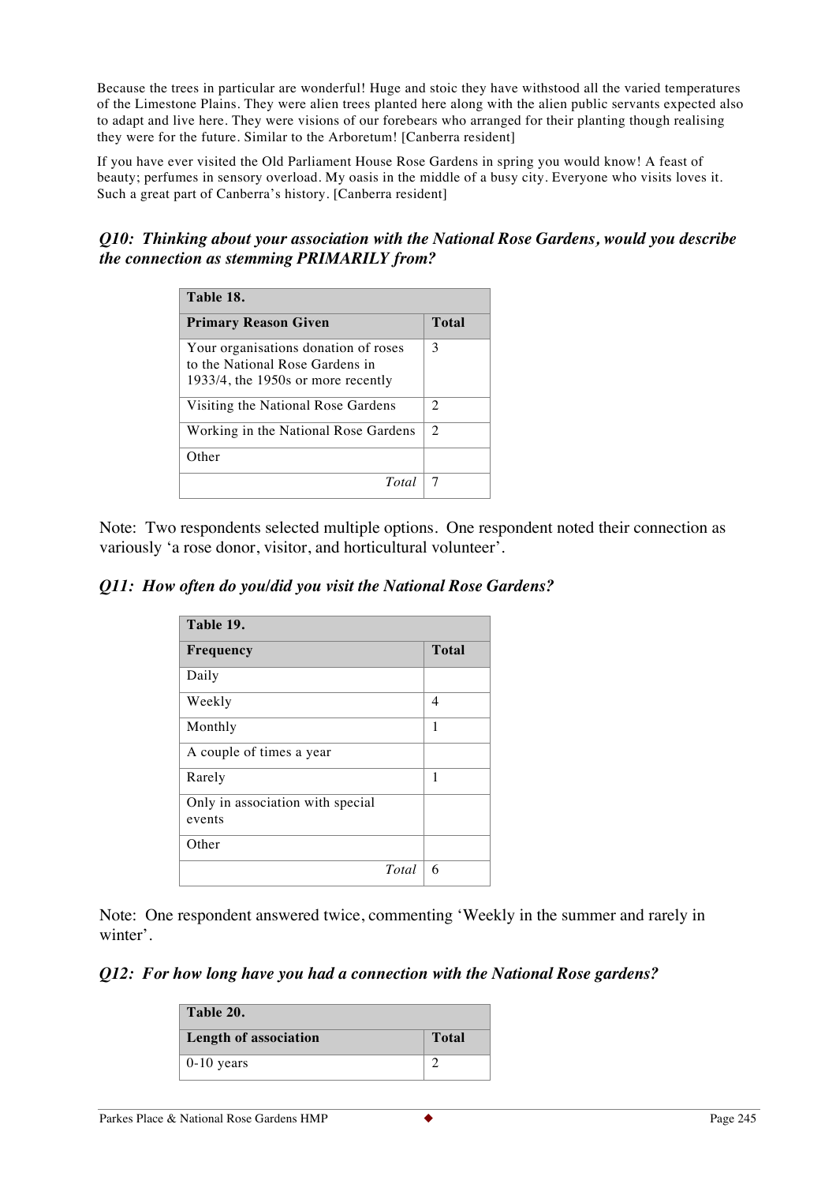Because the trees in particular are wonderful! Huge and stoic they have withstood all the varied temperatures of the Limestone Plains. They were alien trees planted here along with the alien public servants expected also to adapt and live here. They were visions of our forebears who arranged for their planting though realising they were for the future. Similar to the Arboretum! [Canberra resident]

If you have ever visited the Old Parliament House Rose Gardens in spring you would know! A feast of beauty; perfumes in sensory overload. My oasis in the middle of a busy city. Everyone who visits loves it. Such a great part of Canberra's history. [Canberra resident]

### *Q10: Thinking about your association with the National Rose Gardens, would you describe the connection as stemming PRIMARILY from?*

| **Table 18.** | |
|---|---|
| **Primary Reason Given** | **Total** |
| Your organisations donation of roses to the National Rose Gardens in 1933/4, the 1950s or more recently | 3 |
| Visiting the National Rose Gardens | 2 |
| Working in the National Rose Gardens | 2 |
| Other | |
| *Total* | 7 |

Note: Two respondents selected multiple options. One respondent noted their connection as variously 'a rose donor, visitor, and horticultural volunteer'.

### *Q11: How often do you/did you visit the National Rose Gardens?*

| **Table 19.** | |
|---|---|
| **Frequency** | **Total** |
| Daily | |
| Weekly | 4 |
| Monthly | 1 |
| A couple of times a year | |
| Rarely | 1 |
| Only in association with special events | |
| Other | |
| *Total* | 6 |

Note: One respondent answered twice, commenting 'Weekly in the summer and rarely in winter'.

### *Q12: For how long have you had a connection with the National Rose gardens?*

| **Table 20.** | |
|---|---|
| **Length of association** | **Total** |
| 0-10 years | 2 |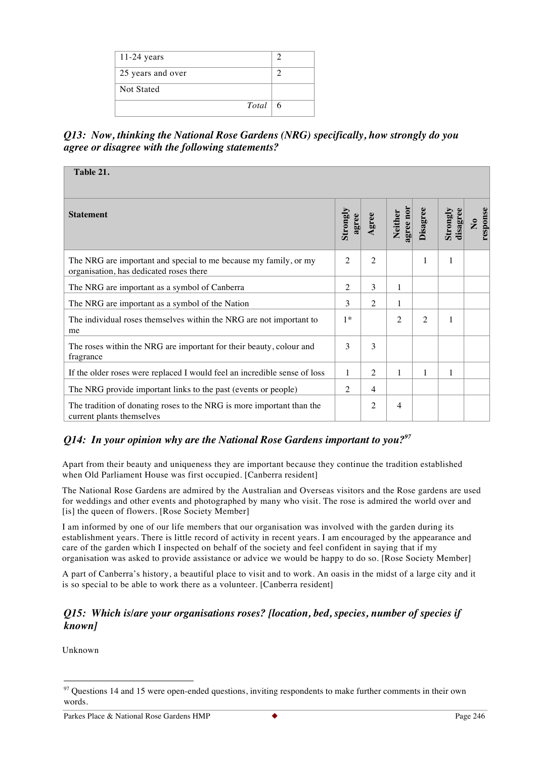| | |
|---|---|
| 11-24 years | 2 |
| 25 years and over | 2 |
| Not Stated | |
| *Total* | 6 |

## *Q13: Now, thinking the National Rose Gardens (NRG) specifically, how strongly do you agree or disagree with the following statements?*

**Table 21.**

| Statement | Strongly agree | Agree | Neither agree nor | Disagree | Strongly disagree | No response |
|---|---|---|---|---|---|---|
| The NRG are important and special to me because my family, or my organisation, has dedicated roses there | 2 | 2 | | 1 | 1 | |
| The NRG are important as a symbol of Canberra | 2 | 3 | 1 | | | |
| The NRG are important as a symbol of the Nation | 3 | 2 | 1 | | | |
| The individual roses themselves within the NRG are not important to me | 1* | | 2 | 2 | 1 | |
| The roses within the NRG are important for their beauty, colour and fragrance | 3 | 3 | | | | |
| If the older roses were replaced I would feel an incredible sense of loss | 1 | 2 | 1 | 1 | 1 | |
| The NRG provide important links to the past (events or people) | 2 | 4 | | | | |
| The tradition of donating roses to the NRG is more important than the current plants themselves | | 2 | 4 | | | |

## *Q14: In your opinion why are the National Rose Gardens important to you?*[97]

Apart from their beauty and uniqueness they are important because they continue the tradition established when Old Parliament House was first occupied. [Canberra resident]

The National Rose Gardens are admired by the Australian and Overseas visitors and the Rose gardens are used for weddings and other events and photographed by many who visit. The rose is admired the world over and [is] the queen of flowers. [Rose Society Member]

I am informed by one of our life members that our organisation was involved with the garden during its establishment years. There is little record of activity in recent years. I am encouraged by the appearance and care of the garden which I inspected on behalf of the society and feel confident in saying that if my organisation was asked to provide assistance or advice we would be happy to do so. [Rose Society Member]

A part of Canberra's history, a beautiful place to visit and to work. An oasis in the midst of a large city and it is so special to be able to work there as a volunteer. [Canberra resident]

## *Q15: Which is/are your organisations roses? [location, bed, species, number of species if known]*

Unknown

---

[97] Questions 14 and 15 were open-ended questions, inviting respondents to make further comments in their own words.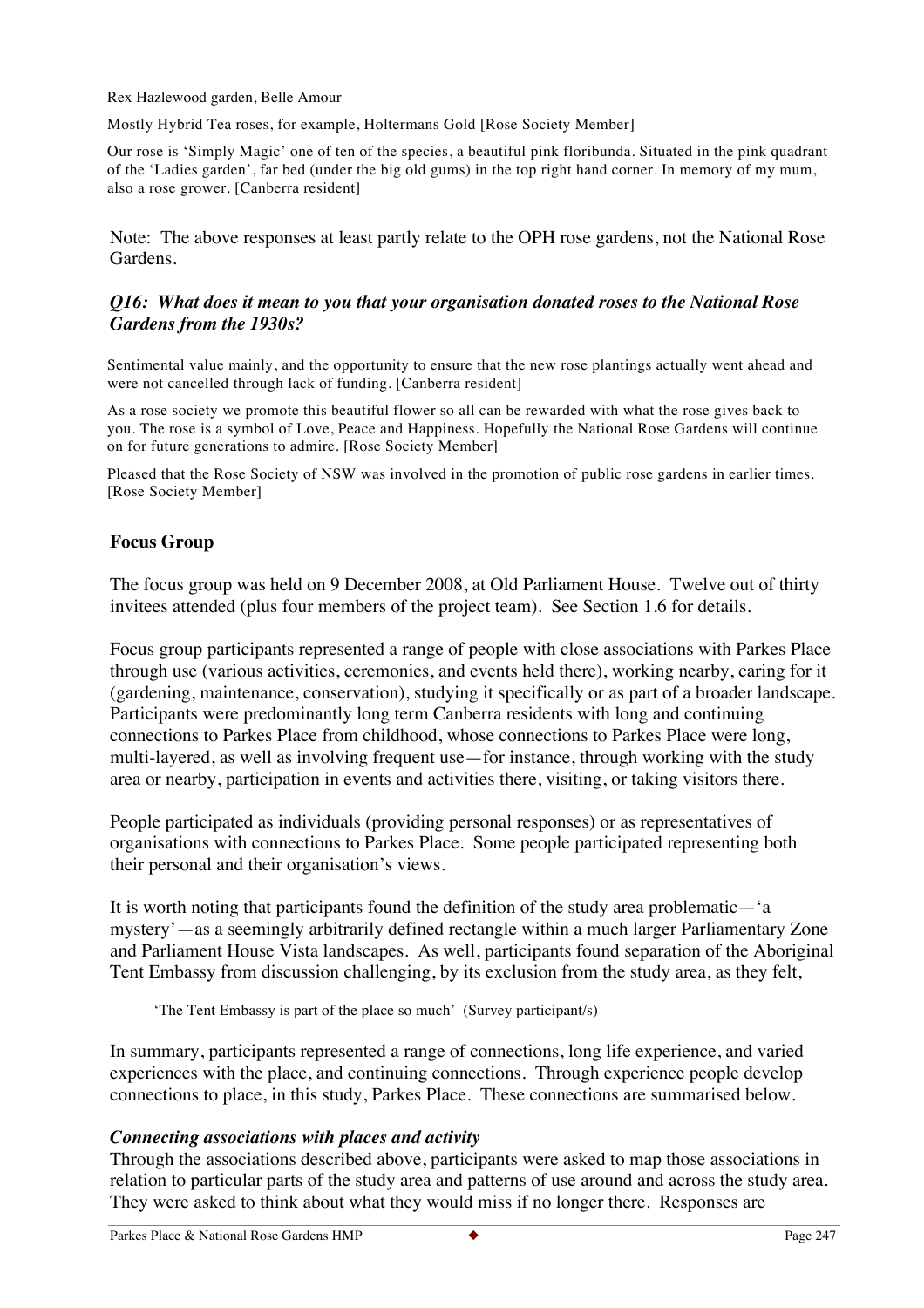Rex Hazlewood garden, Belle Amour

Mostly Hybrid Tea roses, for example, Holtermans Gold [Rose Society Member]

Our rose is 'Simply Magic' one of ten of the species, a beautiful pink floribunda. Situated in the pink quadrant of the 'Ladies garden', far bed (under the big old gums) in the top right hand corner. In memory of my mum, also a rose grower. [Canberra resident]

Note: The above responses at least partly relate to the OPH rose gardens, not the National Rose Gardens.

### *Q16: What does it mean to you that your organisation donated roses to the National Rose Gardens from the 1930s?*

Sentimental value mainly, and the opportunity to ensure that the new rose plantings actually went ahead and were not cancelled through lack of funding. [Canberra resident]

As a rose society we promote this beautiful flower so all can be rewarded with what the rose gives back to you. The rose is a symbol of Love, Peace and Happiness. Hopefully the National Rose Gardens will continue on for future generations to admire. [Rose Society Member]

Pleased that the Rose Society of NSW was involved in the promotion of public rose gardens in earlier times. [Rose Society Member]

## Focus Group

The focus group was held on 9 December 2008, at Old Parliament House. Twelve out of thirty invitees attended (plus four members of the project team). See Section 1.6 for details.

Focus group participants represented a range of people with close associations with Parkes Place through use (various activities, ceremonies, and events held there), working nearby, caring for it (gardening, maintenance, conservation), studying it specifically or as part of a broader landscape. Participants were predominantly long term Canberra residents with long and continuing connections to Parkes Place from childhood, whose connections to Parkes Place were long, multi-layered, as well as involving frequent use—for instance, through working with the study area or nearby, participation in events and activities there, visiting, or taking visitors there.

People participated as individuals (providing personal responses) or as representatives of organisations with connections to Parkes Place. Some people participated representing both their personal and their organisation's views.

It is worth noting that participants found the definition of the study area problematic—'a mystery'—as a seemingly arbitrarily defined rectangle within a much larger Parliamentary Zone and Parliament House Vista landscapes. As well, participants found separation of the Aboriginal Tent Embassy from discussion challenging, by its exclusion from the study area, as they felt,

> 'The Tent Embassy is part of the place so much' (Survey participant/s)

In summary, participants represented a range of connections, long life experience, and varied experiences with the place, and continuing connections. Through experience people develop connections to place, in this study, Parkes Place. These connections are summarised below.

### *Connecting associations with places and activity*

Through the associations described above, participants were asked to map those associations in relation to particular parts of the study area and patterns of use around and across the study area. They were asked to think about what they would miss if no longer there. Responses are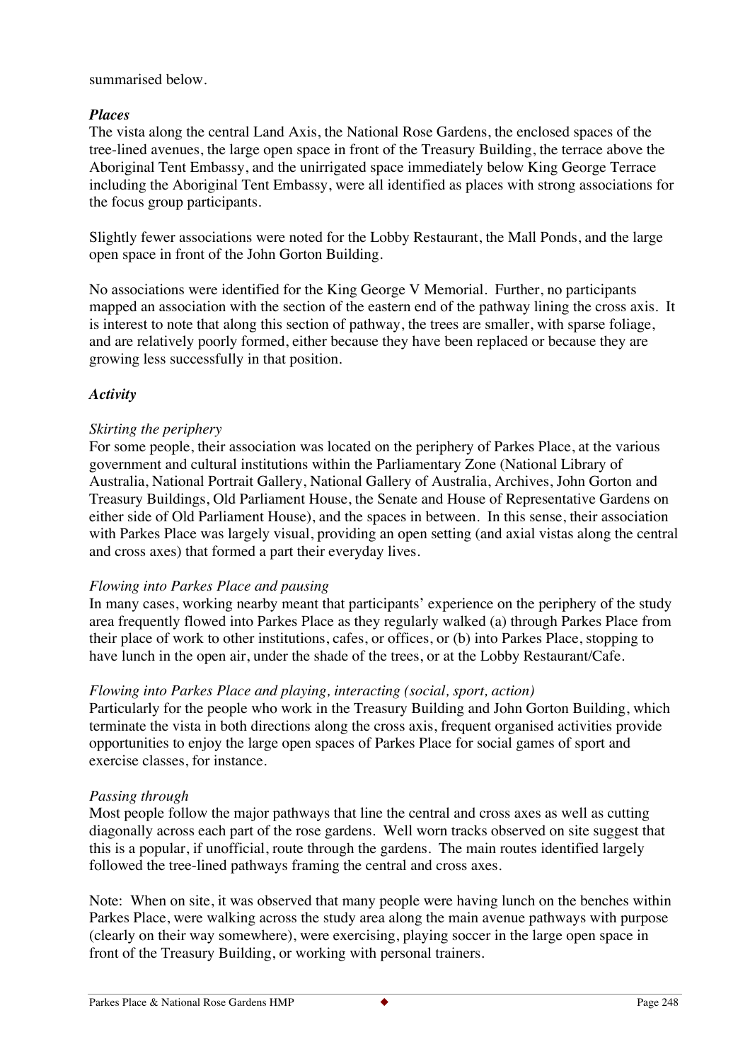summarised below.

***Places***

The vista along the central Land Axis, the National Rose Gardens, the enclosed spaces of the tree-lined avenues, the large open space in front of the Treasury Building, the terrace above the Aboriginal Tent Embassy, and the unirrigated space immediately below King George Terrace including the Aboriginal Tent Embassy, were all identified as places with strong associations for the focus group participants.

Slightly fewer associations were noted for the Lobby Restaurant, the Mall Ponds, and the large open space in front of the John Gorton Building.

No associations were identified for the King George V Memorial. Further, no participants mapped an association with the section of the eastern end of the pathway lining the cross axis. It is interest to note that along this section of pathway, the trees are smaller, with sparse foliage, and are relatively poorly formed, either because they have been replaced or because they are growing less successfully in that position.

***Activity***

*Skirting the periphery*

For some people, their association was located on the periphery of Parkes Place, at the various government and cultural institutions within the Parliamentary Zone (National Library of Australia, National Portrait Gallery, National Gallery of Australia, Archives, John Gorton and Treasury Buildings, Old Parliament House, the Senate and House of Representative Gardens on either side of Old Parliament House), and the spaces in between. In this sense, their association with Parkes Place was largely visual, providing an open setting (and axial vistas along the central and cross axes) that formed a part their everyday lives.

*Flowing into Parkes Place and pausing*

In many cases, working nearby meant that participants' experience on the periphery of the study area frequently flowed into Parkes Place as they regularly walked (a) through Parkes Place from their place of work to other institutions, cafes, or offices, or (b) into Parkes Place, stopping to have lunch in the open air, under the shade of the trees, or at the Lobby Restaurant/Cafe.

*Flowing into Parkes Place and playing, interacting (social, sport, action)*

Particularly for the people who work in the Treasury Building and John Gorton Building, which terminate the vista in both directions along the cross axis, frequent organised activities provide opportunities to enjoy the large open spaces of Parkes Place for social games of sport and exercise classes, for instance.

*Passing through*

Most people follow the major pathways that line the central and cross axes as well as cutting diagonally across each part of the rose gardens. Well worn tracks observed on site suggest that this is a popular, if unofficial, route through the gardens. The main routes identified largely followed the tree-lined pathways framing the central and cross axes.

Note: When on site, it was observed that many people were having lunch on the benches within Parkes Place, were walking across the study area along the main avenue pathways with purpose (clearly on their way somewhere), were exercising, playing soccer in the large open space in front of the Treasury Building, or working with personal trainers.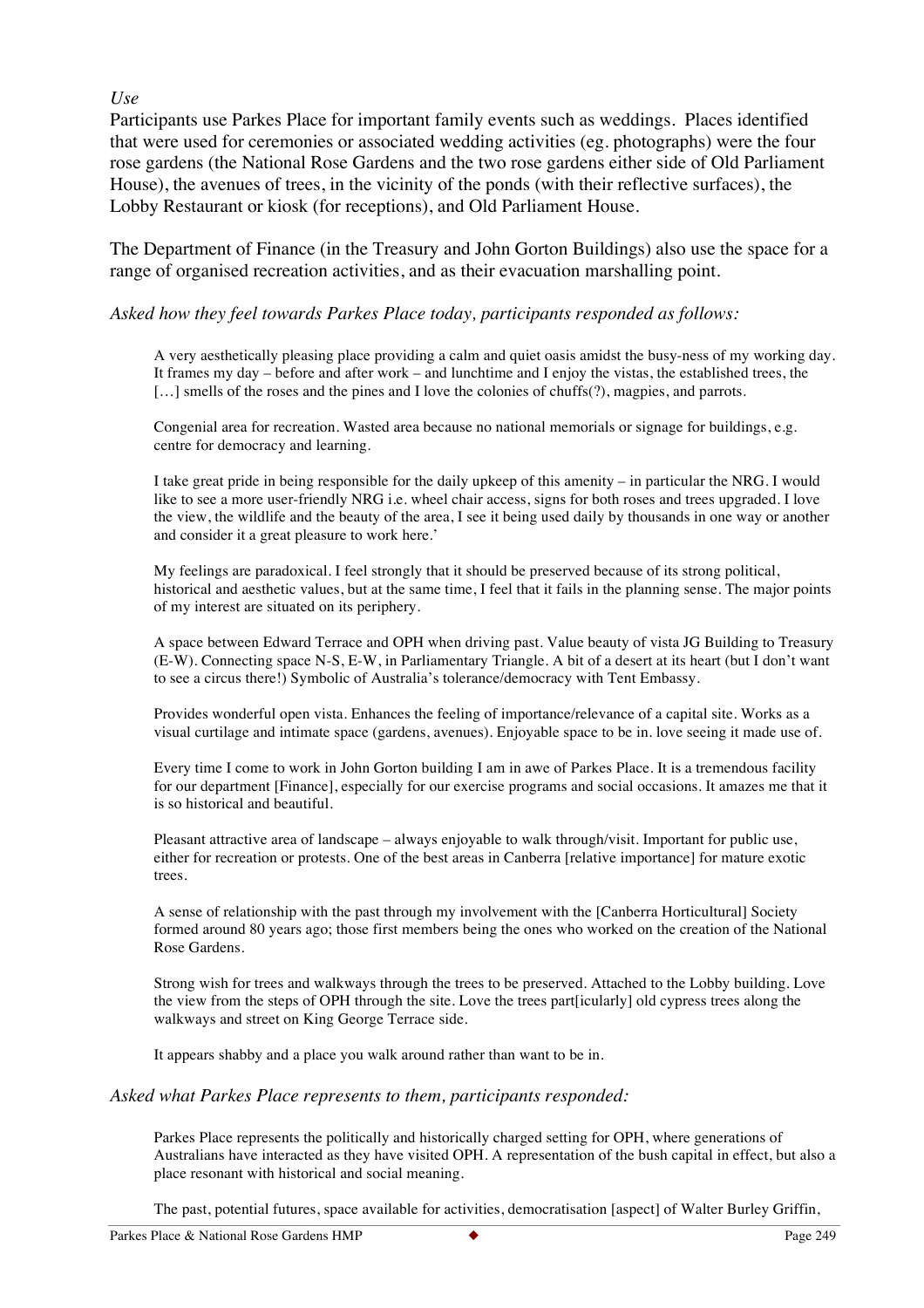*Use*

Participants use Parkes Place for important family events such as weddings. Places identified that were used for ceremonies or associated wedding activities (eg. photographs) were the four rose gardens (the National Rose Gardens and the two rose gardens either side of Old Parliament House), the avenues of trees, in the vicinity of the ponds (with their reflective surfaces), the Lobby Restaurant or kiosk (for receptions), and Old Parliament House.

The Department of Finance (in the Treasury and John Gorton Buildings) also use the space for a range of organised recreation activities, and as their evacuation marshalling point.

*Asked how they feel towards Parkes Place today, participants responded as follows:*

> A very aesthetically pleasing place providing a calm and quiet oasis amidst the busy-ness of my working day. It frames my day – before and after work – and lunchtime and I enjoy the vistas, the established trees, the […] smells of the roses and the pines and I love the colonies of chuffs(?), magpies, and parrots.
>
> Congenial area for recreation. Wasted area because no national memorials or signage for buildings, e.g. centre for democracy and learning.
>
> I take great pride in being responsible for the daily upkeep of this amenity – in particular the NRG. I would like to see a more user-friendly NRG i.e. wheel chair access, signs for both roses and trees upgraded. I love the view, the wildlife and the beauty of the area, I see it being used daily by thousands in one way or another and consider it a great pleasure to work here.'
>
> My feelings are paradoxical. I feel strongly that it should be preserved because of its strong political, historical and aesthetic values, but at the same time, I feel that it fails in the planning sense. The major points of my interest are situated on its periphery.
>
> A space between Edward Terrace and OPH when driving past. Value beauty of vista JG Building to Treasury (E-W). Connecting space N-S, E-W, in Parliamentary Triangle. A bit of a desert at its heart (but I don't want to see a circus there!) Symbolic of Australia's tolerance/democracy with Tent Embassy.
>
> Provides wonderful open vista. Enhances the feeling of importance/relevance of a capital site. Works as a visual curtilage and intimate space (gardens, avenues). Enjoyable space to be in. love seeing it made use of.
>
> Every time I come to work in John Gorton building I am in awe of Parkes Place. It is a tremendous facility for our department [Finance], especially for our exercise programs and social occasions. It amazes me that it is so historical and beautiful.
>
> Pleasant attractive area of landscape – always enjoyable to walk through/visit. Important for public use, either for recreation or protests. One of the best areas in Canberra [relative importance] for mature exotic trees.
>
> A sense of relationship with the past through my involvement with the [Canberra Horticultural] Society formed around 80 years ago; those first members being the ones who worked on the creation of the National Rose Gardens.
>
> Strong wish for trees and walkways through the trees to be preserved. Attached to the Lobby building. Love the view from the steps of OPH through the site. Love the trees part[icularly] old cypress trees along the walkways and street on King George Terrace side.
>
> It appears shabby and a place you walk around rather than want to be in.

*Asked what Parkes Place represents to them, participants responded:*

> Parkes Place represents the politically and historically charged setting for OPH, where generations of Australians have interacted as they have visited OPH. A representation of the bush capital in effect, but also a place resonant with historical and social meaning.
>
> The past, potential futures, space available for activities, democratisation [aspect] of Walter Burley Griffin,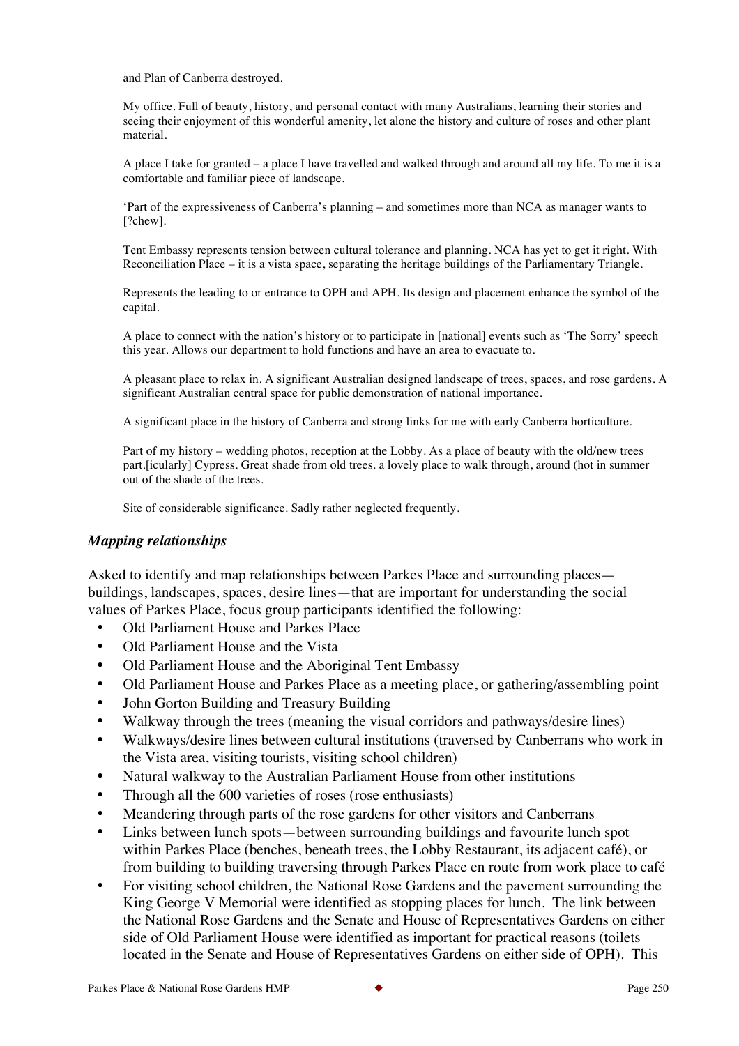and Plan of Canberra destroyed.

My office. Full of beauty, history, and personal contact with many Australians, learning their stories and seeing their enjoyment of this wonderful amenity, let alone the history and culture of roses and other plant material.

A place I take for granted – a place I have travelled and walked through and around all my life. To me it is a comfortable and familiar piece of landscape.

'Part of the expressiveness of Canberra's planning – and sometimes more than NCA as manager wants to [?chew].

Tent Embassy represents tension between cultural tolerance and planning. NCA has yet to get it right. With Reconciliation Place – it is a vista space, separating the heritage buildings of the Parliamentary Triangle.

Represents the leading to or entrance to OPH and APH. Its design and placement enhance the symbol of the capital.

A place to connect with the nation's history or to participate in [national] events such as 'The Sorry' speech this year. Allows our department to hold functions and have an area to evacuate to.

A pleasant place to relax in. A significant Australian designed landscape of trees, spaces, and rose gardens. A significant Australian central space for public demonstration of national importance.

A significant place in the history of Canberra and strong links for me with early Canberra horticulture.

Part of my history – wedding photos, reception at the Lobby. As a place of beauty with the old/new trees part.[icularly] Cypress. Great shade from old trees. a lovely place to walk through, around (hot in summer out of the shade of the trees.

Site of considerable significance. Sadly rather neglected frequently.

### *Mapping relationships*

Asked to identify and map relationships between Parkes Place and surrounding places—buildings, landscapes, spaces, desire lines—that are important for understanding the social values of Parkes Place, focus group participants identified the following:

- Old Parliament House and Parkes Place
- Old Parliament House and the Vista
- Old Parliament House and the Aboriginal Tent Embassy
- Old Parliament House and Parkes Place as a meeting place, or gathering/assembling point
- John Gorton Building and Treasury Building
- Walkway through the trees (meaning the visual corridors and pathways/desire lines)
- Walkways/desire lines between cultural institutions (traversed by Canberrans who work in the Vista area, visiting tourists, visiting school children)
- Natural walkway to the Australian Parliament House from other institutions
- Through all the 600 varieties of roses (rose enthusiasts)
- Meandering through parts of the rose gardens for other visitors and Canberrans
- Links between lunch spots—between surrounding buildings and favourite lunch spot within Parkes Place (benches, beneath trees, the Lobby Restaurant, its adjacent café), or from building to building traversing through Parkes Place en route from work place to café
- For visiting school children, the National Rose Gardens and the pavement surrounding the King George V Memorial were identified as stopping places for lunch. The link between the National Rose Gardens and the Senate and House of Representatives Gardens on either side of Old Parliament House were identified as important for practical reasons (toilets located in the Senate and House of Representatives Gardens on either side of OPH). This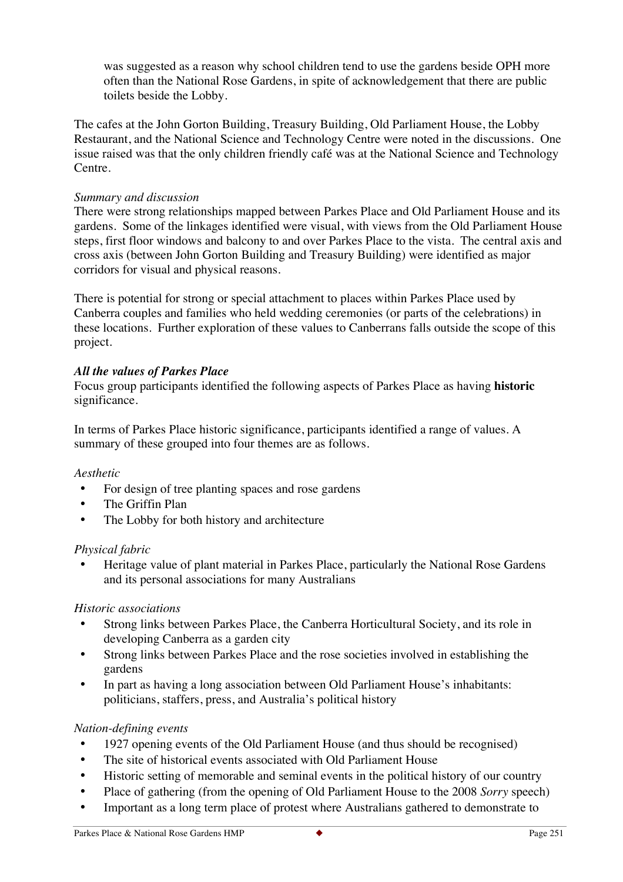was suggested as a reason why school children tend to use the gardens beside OPH more often than the National Rose Gardens, in spite of acknowledgement that there are public toilets beside the Lobby.

The cafes at the John Gorton Building, Treasury Building, Old Parliament House, the Lobby Restaurant, and the National Science and Technology Centre were noted in the discussions. One issue raised was that the only children friendly café was at the National Science and Technology Centre.

*Summary and discussion*

There were strong relationships mapped between Parkes Place and Old Parliament House and its gardens. Some of the linkages identified were visual, with views from the Old Parliament House steps, first floor windows and balcony to and over Parkes Place to the vista. The central axis and cross axis (between John Gorton Building and Treasury Building) were identified as major corridors for visual and physical reasons.

There is potential for strong or special attachment to places within Parkes Place used by Canberra couples and families who held wedding ceremonies (or parts of the celebrations) in these locations. Further exploration of these values to Canberrans falls outside the scope of this project.

***All the values of Parkes Place***

Focus group participants identified the following aspects of Parkes Place as having **historic** significance.

In terms of Parkes Place historic significance, participants identified a range of values. A summary of these grouped into four themes are as follows.

*Aesthetic*

- For design of tree planting spaces and rose gardens
- The Griffin Plan
- The Lobby for both history and architecture

*Physical fabric*

- Heritage value of plant material in Parkes Place, particularly the National Rose Gardens and its personal associations for many Australians

*Historic associations*

- Strong links between Parkes Place, the Canberra Horticultural Society, and its role in developing Canberra as a garden city
- Strong links between Parkes Place and the rose societies involved in establishing the gardens
- In part as having a long association between Old Parliament House's inhabitants: politicians, staffers, press, and Australia's political history

*Nation-defining events*

- 1927 opening events of the Old Parliament House (and thus should be recognised)
- The site of historical events associated with Old Parliament House
- Historic setting of memorable and seminal events in the political history of our country
- Place of gathering (from the opening of Old Parliament House to the 2008 *Sorry* speech)
- Important as a long term place of protest where Australians gathered to demonstrate to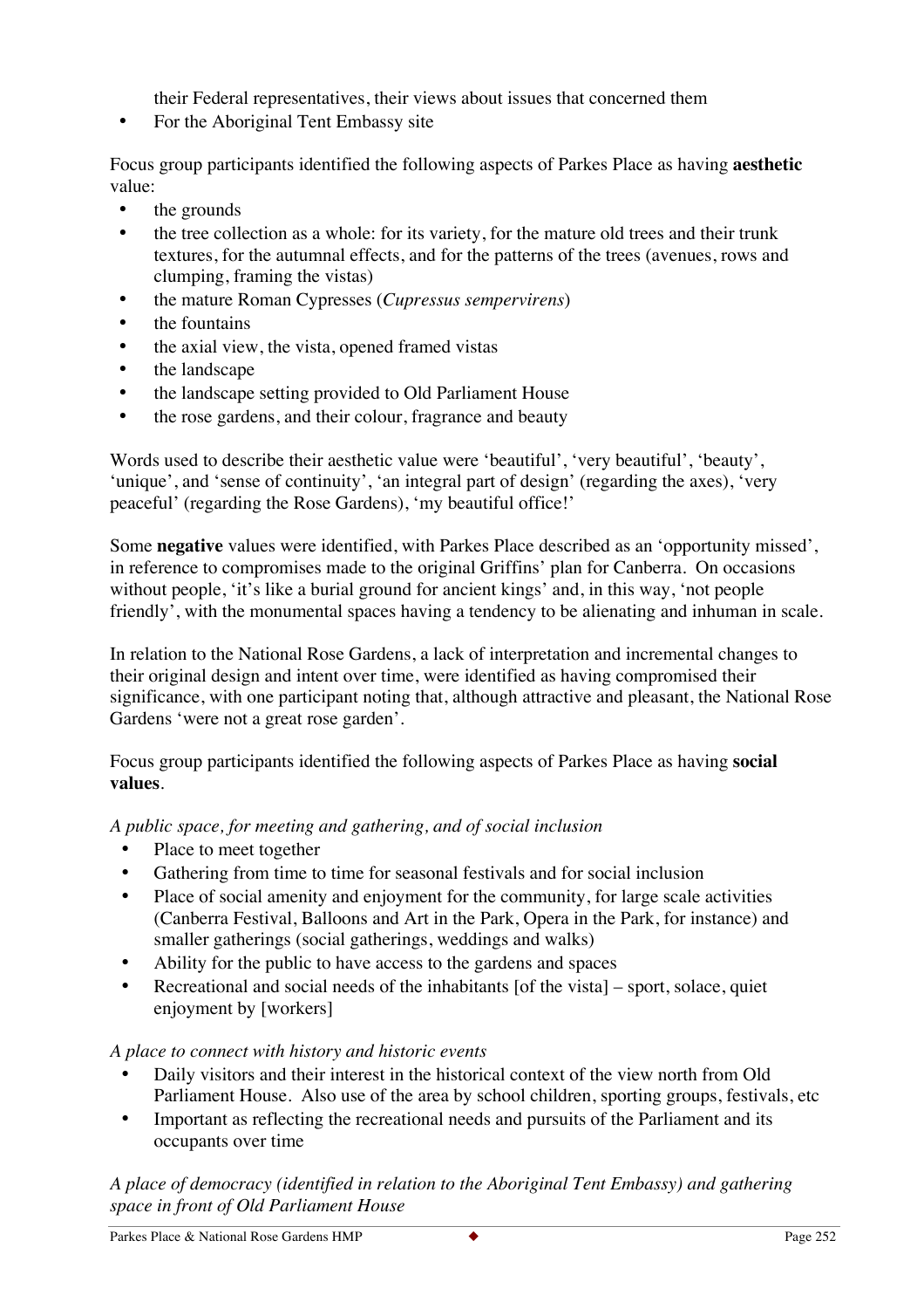their Federal representatives, their views about issues that concerned them
- For the Aboriginal Tent Embassy site

Focus group participants identified the following aspects of Parkes Place as having **aesthetic** value:

- the grounds
- the tree collection as a whole: for its variety, for the mature old trees and their trunk textures, for the autumnal effects, and for the patterns of the trees (avenues, rows and clumping, framing the vistas)
- the mature Roman Cypresses (*Cupressus sempervirens*)
- the fountains
- the axial view, the vista, opened framed vistas
- the landscape
- the landscape setting provided to Old Parliament House
- the rose gardens, and their colour, fragrance and beauty

Words used to describe their aesthetic value were 'beautiful', 'very beautiful', 'beauty', 'unique', and 'sense of continuity', 'an integral part of design' (regarding the axes), 'very peaceful' (regarding the Rose Gardens), 'my beautiful office!'

Some **negative** values were identified, with Parkes Place described as an 'opportunity missed', in reference to compromises made to the original Griffins' plan for Canberra. On occasions without people, 'it's like a burial ground for ancient kings' and, in this way, 'not people friendly', with the monumental spaces having a tendency to be alienating and inhuman in scale.

In relation to the National Rose Gardens, a lack of interpretation and incremental changes to their original design and intent over time, were identified as having compromised their significance, with one participant noting that, although attractive and pleasant, the National Rose Gardens 'were not a great rose garden'.

Focus group participants identified the following aspects of Parkes Place as having **social values**.

*A public space, for meeting and gathering, and of social inclusion*

- Place to meet together
- Gathering from time to time for seasonal festivals and for social inclusion
- Place of social amenity and enjoyment for the community, for large scale activities (Canberra Festival, Balloons and Art in the Park, Opera in the Park, for instance) and smaller gatherings (social gatherings, weddings and walks)
- Ability for the public to have access to the gardens and spaces
- Recreational and social needs of the inhabitants [of the vista] – sport, solace, quiet enjoyment by [workers]

*A place to connect with history and historic events*

- Daily visitors and their interest in the historical context of the view north from Old Parliament House. Also use of the area by school children, sporting groups, festivals, etc
- Important as reflecting the recreational needs and pursuits of the Parliament and its occupants over time

*A place of democracy (identified in relation to the Aboriginal Tent Embassy) and gathering space in front of Old Parliament House*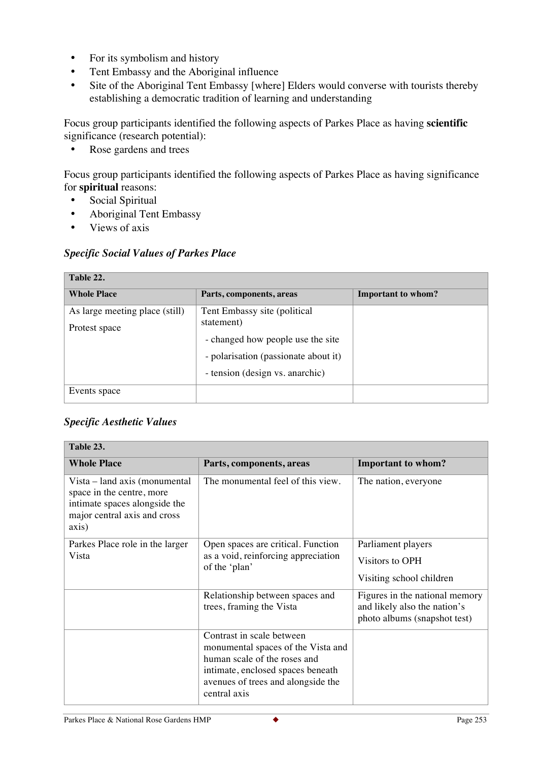- For its symbolism and history
- Tent Embassy and the Aboriginal influence
- Site of the Aboriginal Tent Embassy [where] Elders would converse with tourists thereby establishing a democratic tradition of learning and understanding

Focus group participants identified the following aspects of Parkes Place as having **scientific** significance (research potential):

- Rose gardens and trees

Focus group participants identified the following aspects of Parkes Place as having significance for **spiritual** reasons:

- Social Spiritual
- Aboriginal Tent Embassy
- Views of axis

### *Specific Social Values of Parkes Place*

| Table 22. | | |
|---|---|---|
| **Whole Place** | **Parts, components, areas** | **Important to whom?** |
| As large meeting place (still)<br>Protest space | Tent Embassy site (political statement)<br>- changed how people use the site<br>- polarisation (passionate about it)<br>- tension (design vs. anarchic) | |
| Events space | | |

### *Specific Aesthetic Values*

| Table 23. | | |
|---|---|---|
| **Whole Place** | **Parts, components, areas** | **Important to whom?** |
| Vista – land axis (monumental space in the centre, more intimate spaces alongside the major central axis and cross axis) | The monumental feel of this view. | The nation, everyone |
| Parkes Place role in the larger Vista | Open spaces are critical. Function as a void, reinforcing appreciation of the 'plan' | Parliament players<br>Visitors to OPH<br>Visiting school children |
| | Relationship between spaces and trees, framing the Vista | Figures in the national memory and likely also the nation's photo albums (snapshot test) |
| | Contrast in scale between monumental spaces of the Vista and human scale of the roses and intimate, enclosed spaces beneath avenues of trees and alongside the central axis | |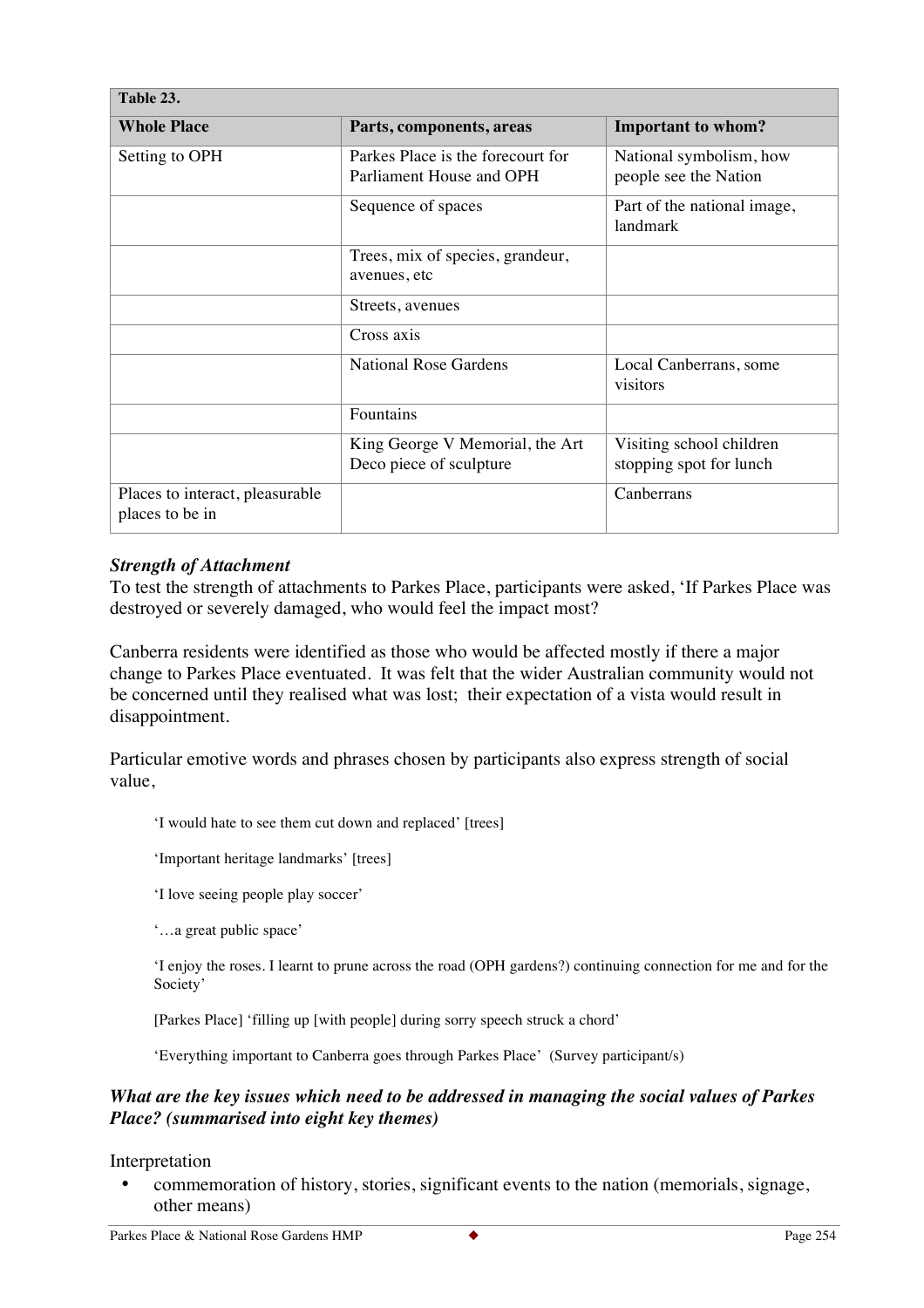| Table 23. | | |
|---|---|---|
| **Whole Place** | **Parts, components, areas** | **Important to whom?** |
| Setting to OPH | Parkes Place is the forecourt for Parliament House and OPH | National symbolism, how people see the Nation |
| | Sequence of spaces | Part of the national image, landmark |
| | Trees, mix of species, grandeur, avenues, etc | |
| | Streets, avenues | |
| | Cross axis | |
| | National Rose Gardens | Local Canberrans, some visitors |
| | Fountains | |
| | King George V Memorial, the Art Deco piece of sculpture | Visiting school children stopping spot for lunch |
| Places to interact, pleasurable places to be in | | Canberrans |

***Strength of Attachment***

To test the strength of attachments to Parkes Place, participants were asked, 'If Parkes Place was destroyed or severely damaged, who would feel the impact most?

Canberra residents were identified as those who would be affected mostly if there a major change to Parkes Place eventuated. It was felt that the wider Australian community would not be concerned until they realised what was lost; their expectation of a vista would result in disappointment.

Particular emotive words and phrases chosen by participants also express strength of social value,

> 'I would hate to see them cut down and replaced' [trees]
>
> 'Important heritage landmarks' [trees]
>
> 'I love seeing people play soccer'
>
> '…a great public space'
>
> 'I enjoy the roses. I learnt to prune across the road (OPH gardens?) continuing connection for me and for the Society'
>
> [Parkes Place] 'filling up [with people] during sorry speech struck a chord'
>
> 'Everything important to Canberra goes through Parkes Place' (Survey participant/s)

***What are the key issues which need to be addressed in managing the social values of Parkes Place? (summarised into eight key themes)***

Interpretation

- commemoration of history, stories, significant events to the nation (memorials, signage, other means)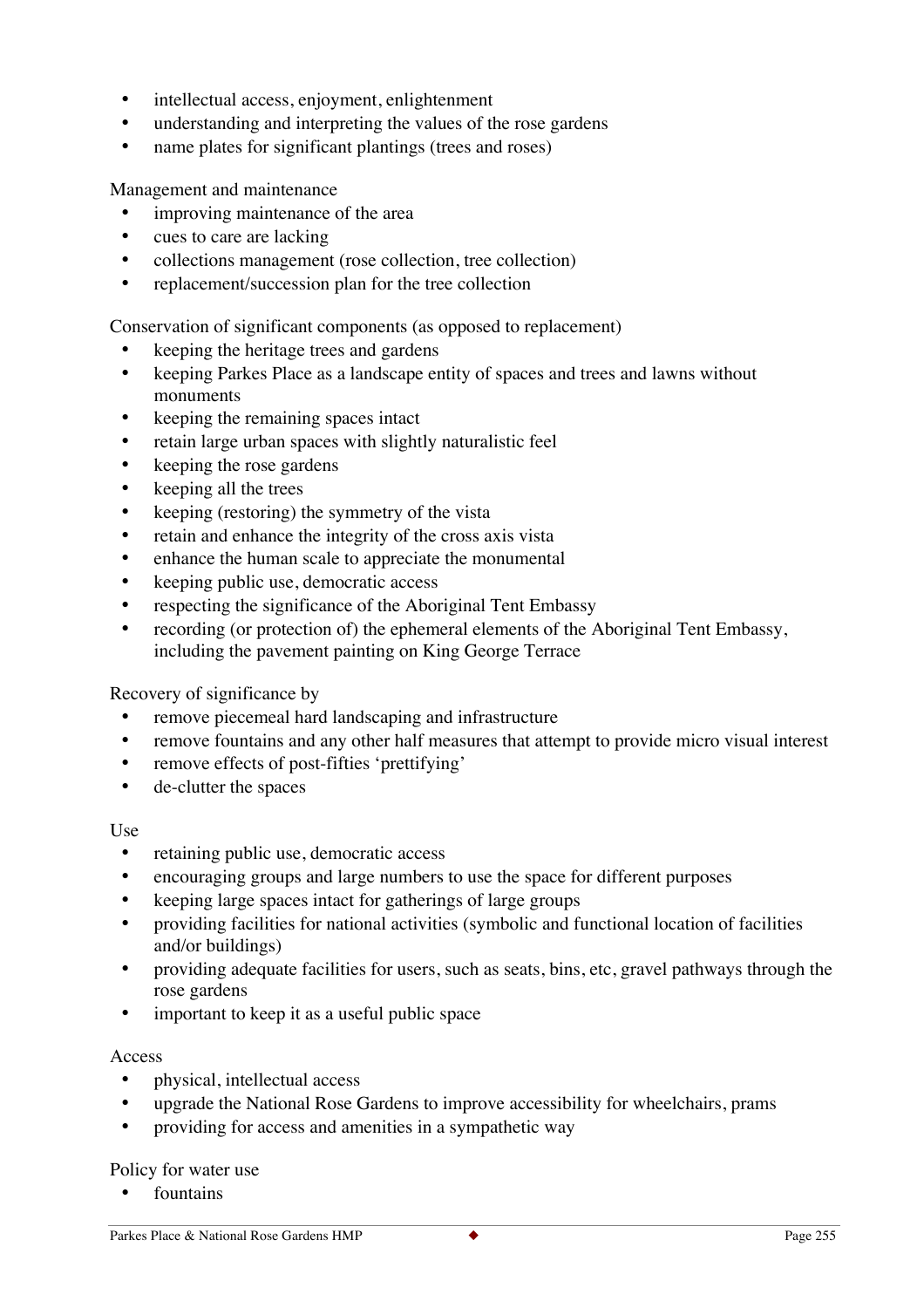- intellectual access, enjoyment, enlightenment
- understanding and interpreting the values of the rose gardens
- name plates for significant plantings (trees and roses)

Management and maintenance

- improving maintenance of the area
- cues to care are lacking
- collections management (rose collection, tree collection)
- replacement/succession plan for the tree collection

Conservation of significant components (as opposed to replacement)

- keeping the heritage trees and gardens
- keeping Parkes Place as a landscape entity of spaces and trees and lawns without monuments
- keeping the remaining spaces intact
- retain large urban spaces with slightly naturalistic feel
- keeping the rose gardens
- keeping all the trees
- keeping (restoring) the symmetry of the vista
- retain and enhance the integrity of the cross axis vista
- enhance the human scale to appreciate the monumental
- keeping public use, democratic access
- respecting the significance of the Aboriginal Tent Embassy
- recording (or protection of) the ephemeral elements of the Aboriginal Tent Embassy, including the pavement painting on King George Terrace

Recovery of significance by

- remove piecemeal hard landscaping and infrastructure
- remove fountains and any other half measures that attempt to provide micro visual interest
- remove effects of post-fifties 'prettifying'
- de-clutter the spaces

Use

- retaining public use, democratic access
- encouraging groups and large numbers to use the space for different purposes
- keeping large spaces intact for gatherings of large groups
- providing facilities for national activities (symbolic and functional location of facilities and/or buildings)
- providing adequate facilities for users, such as seats, bins, etc, gravel pathways through the rose gardens
- important to keep it as a useful public space

Access

- physical, intellectual access
- upgrade the National Rose Gardens to improve accessibility for wheelchairs, prams
- providing for access and amenities in a sympathetic way

Policy for water use

- fountains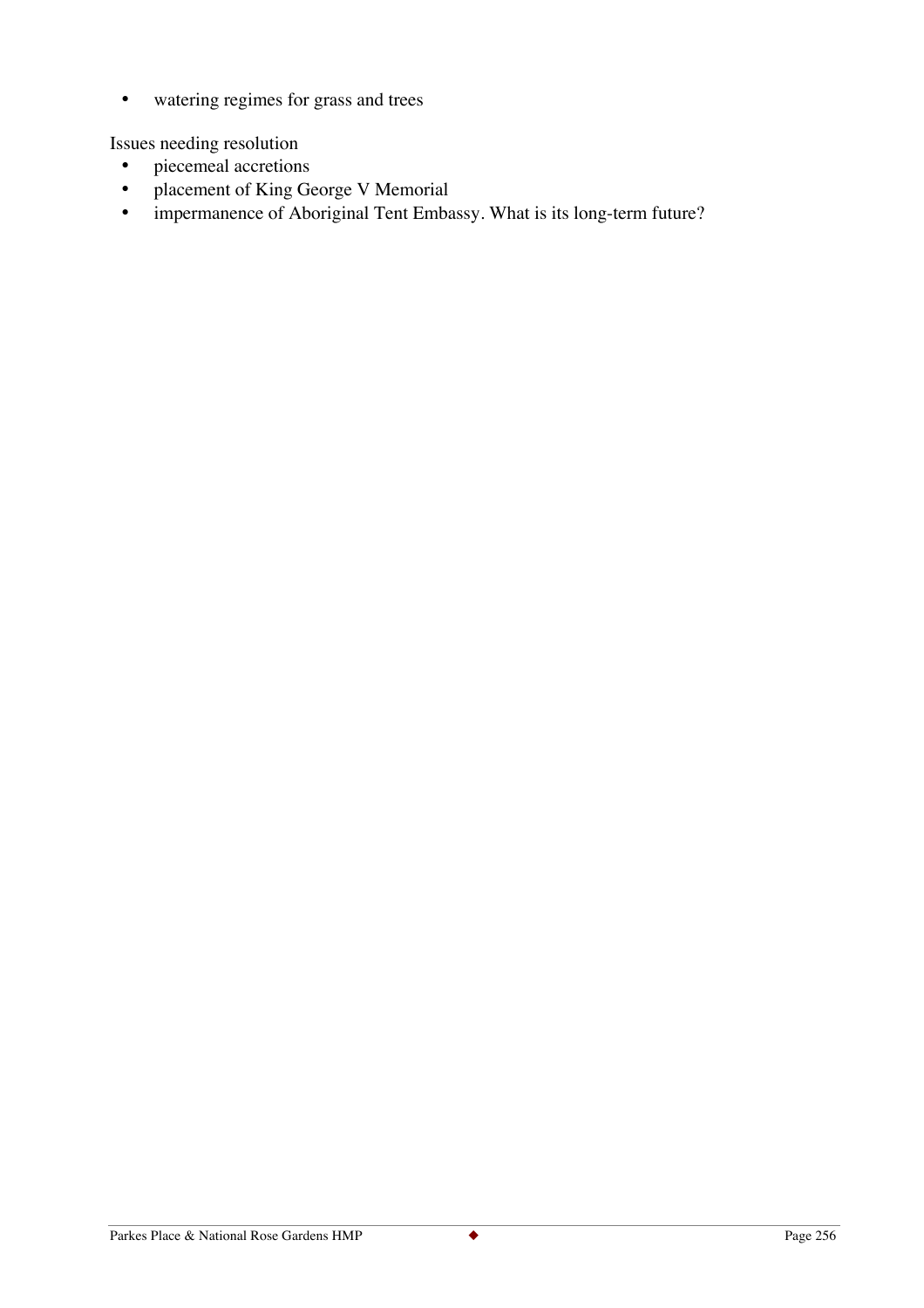- watering regimes for grass and trees

Issues needing resolution

- piecemeal accretions
- placement of King George V Memorial
- impermanence of Aboriginal Tent Embassy. What is its long-term future?